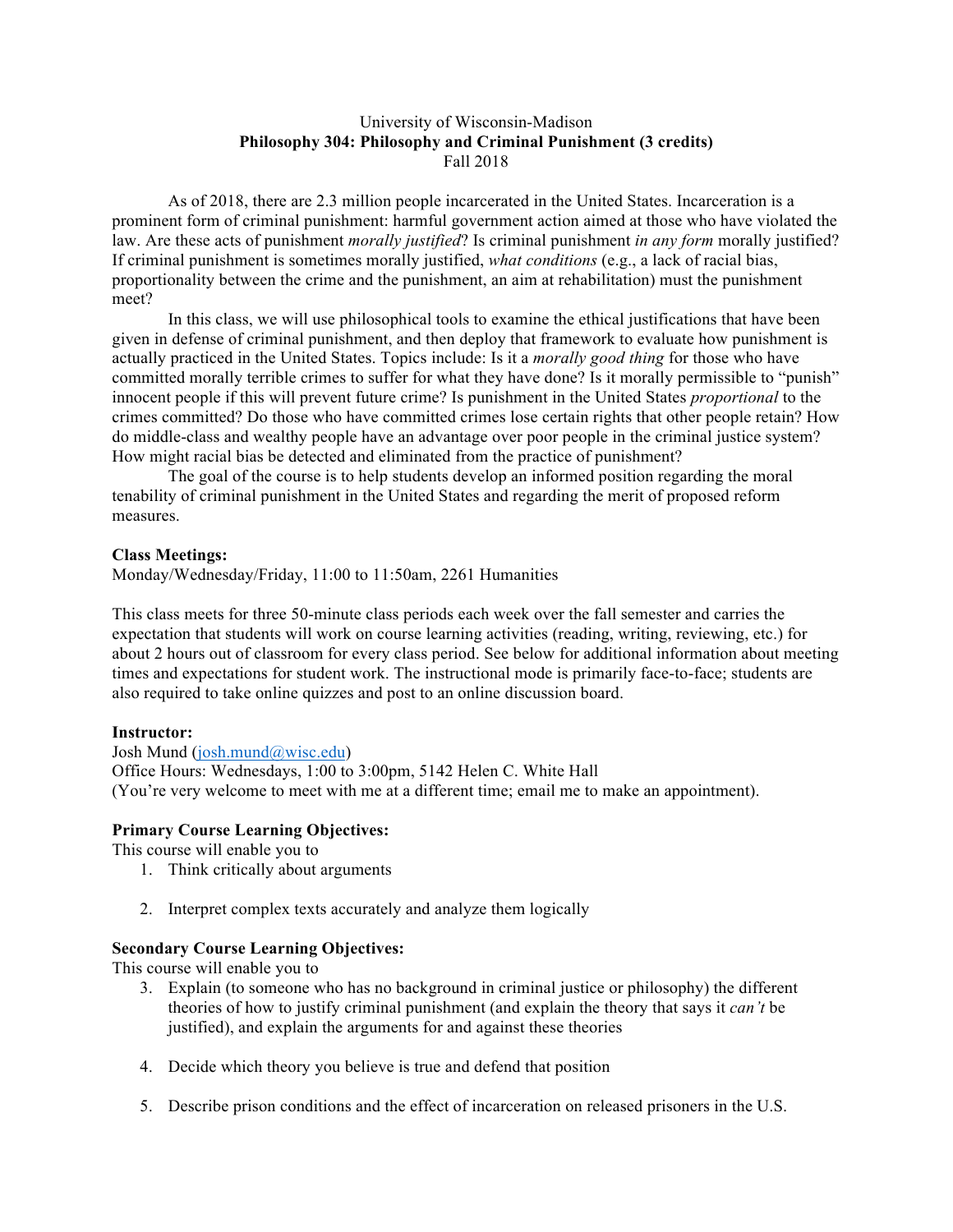University of Wisconsin-Madison
**Philosophy 304: Philosophy and Criminal Punishment (3 credits)**
Fall 2018

As of 2018, there are 2.3 million people incarcerated in the United States. Incarceration is a prominent form of criminal punishment: harmful government action aimed at those who have violated the law. Are these acts of punishment *morally justified*? Is criminal punishment *in any form* morally justified? If criminal punishment is sometimes morally justified, *what conditions* (e.g., a lack of racial bias, proportionality between the crime and the punishment, an aim at rehabilitation) must the punishment meet?

In this class, we will use philosophical tools to examine the ethical justifications that have been given in defense of criminal punishment, and then deploy that framework to evaluate how punishment is actually practiced in the United States. Topics include: Is it a *morally good thing* for those who have committed morally terrible crimes to suffer for what they have done? Is it morally permissible to "punish" innocent people if this will prevent future crime? Is punishment in the United States *proportional* to the crimes committed? Do those who have committed crimes lose certain rights that other people retain? How do middle-class and wealthy people have an advantage over poor people in the criminal justice system? How might racial bias be detected and eliminated from the practice of punishment?

The goal of the course is to help students develop an informed position regarding the moral tenability of criminal punishment in the United States and regarding the merit of proposed reform measures.

**Class Meetings:**
Monday/Wednesday/Friday, 11:00 to 11:50am, 2261 Humanities

This class meets for three 50-minute class periods each week over the fall semester and carries the expectation that students will work on course learning activities (reading, writing, reviewing, etc.) for about 2 hours out of classroom for every class period. See below for additional information about meeting times and expectations for student work. The instructional mode is primarily face-to-face; students are also required to take online quizzes and post to an online discussion board.

**Instructor:**
Josh Mund (josh.mund@wisc.edu)
Office Hours: Wednesdays, 1:00 to 3:00pm, 5142 Helen C. White Hall
(You're very welcome to meet with me at a different time; email me to make an appointment).

**Primary Course Learning Objectives:**
This course will enable you to

1. Think critically about arguments
2. Interpret complex texts accurately and analyze them logically

**Secondary Course Learning Objectives:**
This course will enable you to

3. Explain (to someone who has no background in criminal justice or philosophy) the different theories of how to justify criminal punishment (and explain the theory that says it *can't* be justified), and explain the arguments for and against these theories
4. Decide which theory you believe is true and defend that position
5. Describe prison conditions and the effect of incarceration on released prisoners in the U.S.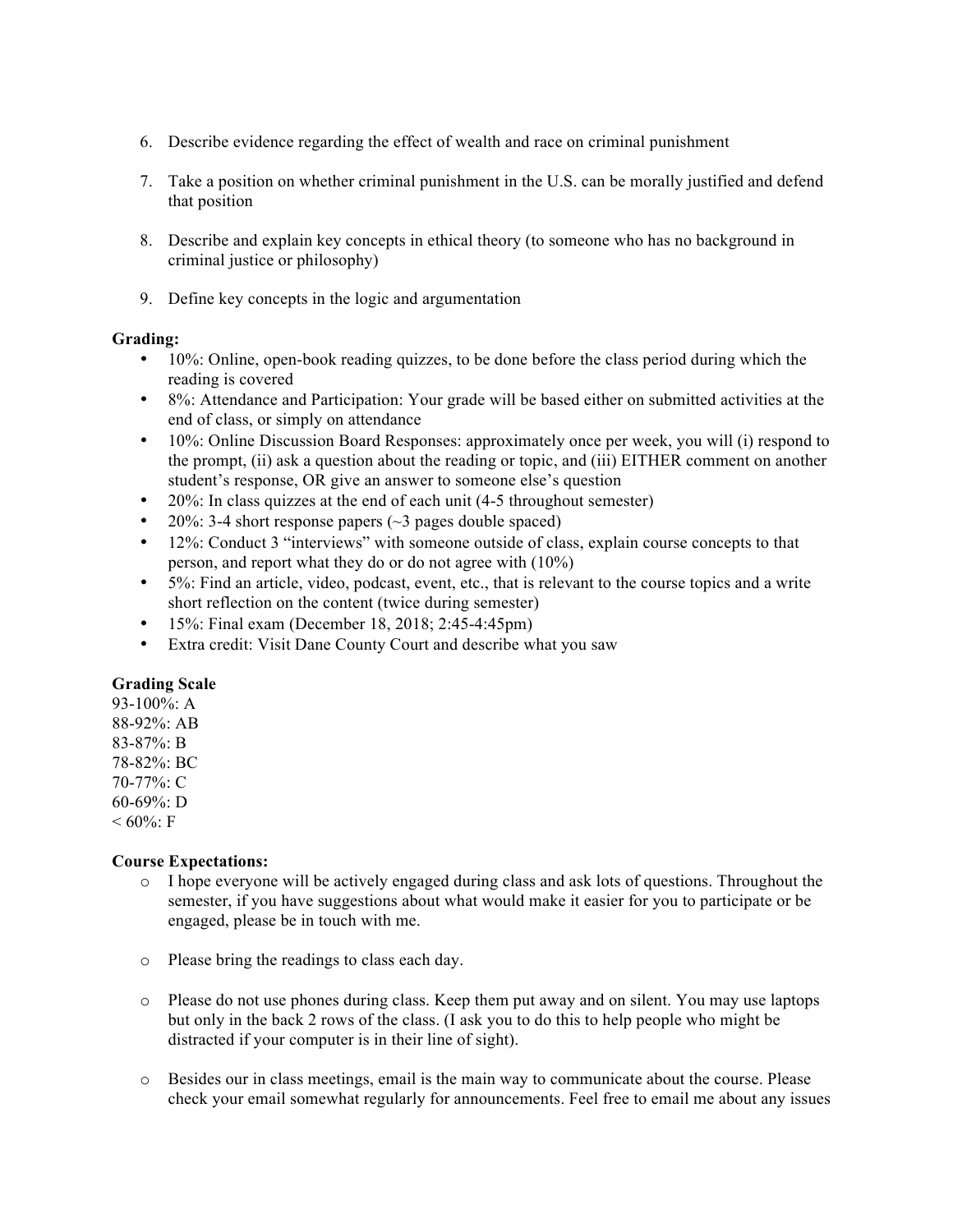6. Describe evidence regarding the effect of wealth and race on criminal punishment

7. Take a position on whether criminal punishment in the U.S. can be morally justified and defend that position

8. Describe and explain key concepts in ethical theory (to someone who has no background in criminal justice or philosophy)

9. Define key concepts in the logic and argumentation

**Grading:**

- 10%: Online, open-book reading quizzes, to be done before the class period during which the reading is covered
- 8%: Attendance and Participation: Your grade will be based either on submitted activities at the end of class, or simply on attendance
- 10%: Online Discussion Board Responses: approximately once per week, you will (i) respond to the prompt, (ii) ask a question about the reading or topic, and (iii) EITHER comment on another student's response, OR give an answer to someone else's question
- 20%: In class quizzes at the end of each unit (4-5 throughout semester)
- 20%: 3-4 short response papers (~3 pages double spaced)
- 12%: Conduct 3 "interviews" with someone outside of class, explain course concepts to that person, and report what they do or do not agree with (10%)
- 5%: Find an article, video, podcast, event, etc., that is relevant to the course topics and a write short reflection on the content (twice during semester)
- 15%: Final exam (December 18, 2018; 2:45-4:45pm)
- Extra credit: Visit Dane County Court and describe what you saw

**Grading Scale**

93-100%: A
88-92%: AB
83-87%: B
78-82%: BC
70-77%: C
60-69%: D
< 60%: F

**Course Expectations:**

- I hope everyone will be actively engaged during class and ask lots of questions. Throughout the semester, if you have suggestions about what would make it easier for you to participate or be engaged, please be in touch with me.

- Please bring the readings to class each day.

- Please do not use phones during class. Keep them put away and on silent. You may use laptops but only in the back 2 rows of the class. (I ask you to do this to help people who might be distracted if your computer is in their line of sight).

- Besides our in class meetings, email is the main way to communicate about the course. Please check your email somewhat regularly for announcements. Feel free to email me about any issues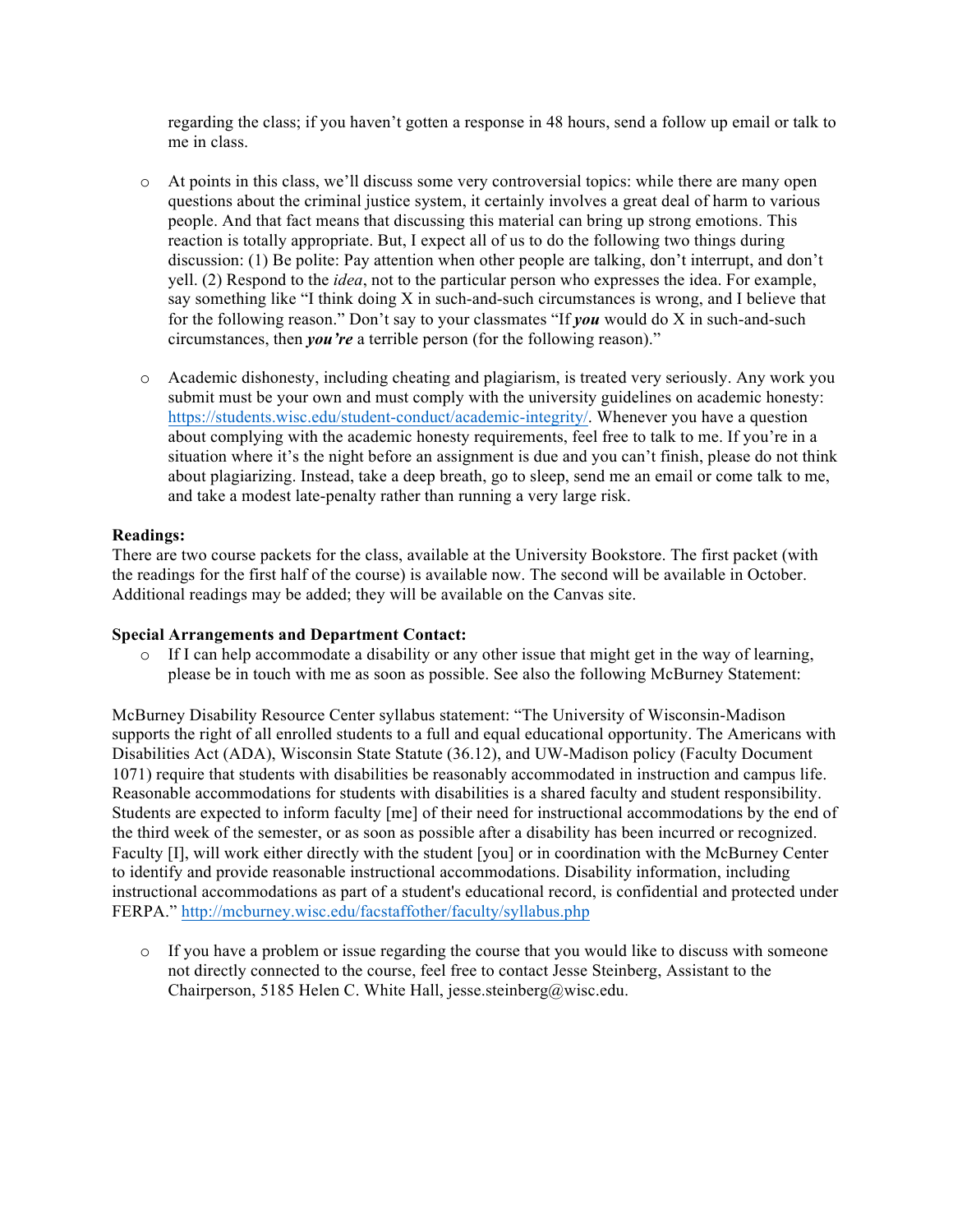regarding the class; if you haven't gotten a response in 48 hours, send a follow up email or talk to me in class.

- At points in this class, we'll discuss some very controversial topics: while there are many open questions about the criminal justice system, it certainly involves a great deal of harm to various people. And that fact means that discussing this material can bring up strong emotions. This reaction is totally appropriate. But, I expect all of us to do the following two things during discussion: (1) Be polite: Pay attention when other people are talking, don't interrupt, and don't yell. (2) Respond to the *idea*, not to the particular person who expresses the idea. For example, say something like "I think doing X in such-and-such circumstances is wrong, and I believe that for the following reason." Don't say to your classmates "If ***you*** would do X in such-and-such circumstances, then ***you're*** a terrible person (for the following reason)."

- Academic dishonesty, including cheating and plagiarism, is treated very seriously. Any work you submit must be your own and must comply with the university guidelines on academic honesty: https://students.wisc.edu/student-conduct/academic-integrity/. Whenever you have a question about complying with the academic honesty requirements, feel free to talk to me. If you're in a situation where it's the night before an assignment is due and you can't finish, please do not think about plagiarizing. Instead, take a deep breath, go to sleep, send me an email or come talk to me, and take a modest late-penalty rather than running a very large risk.

**Readings:**
There are two course packets for the class, available at the University Bookstore. The first packet (with the readings for the first half of the course) is available now. The second will be available in October. Additional readings may be added; they will be available on the Canvas site.

**Special Arrangements and Department Contact:**

- If I can help accommodate a disability or any other issue that might get in the way of learning, please be in touch with me as soon as possible. See also the following McBurney Statement:

McBurney Disability Resource Center syllabus statement: "The University of Wisconsin-Madison supports the right of all enrolled students to a full and equal educational opportunity. The Americans with Disabilities Act (ADA), Wisconsin State Statute (36.12), and UW-Madison policy (Faculty Document 1071) require that students with disabilities be reasonably accommodated in instruction and campus life. Reasonable accommodations for students with disabilities is a shared faculty and student responsibility. Students are expected to inform faculty [me] of their need for instructional accommodations by the end of the third week of the semester, or as soon as possible after a disability has been incurred or recognized. Faculty [I], will work either directly with the student [you] or in coordination with the McBurney Center to identify and provide reasonable instructional accommodations. Disability information, including instructional accommodations as part of a student's educational record, is confidential and protected under FERPA." http://mcburney.wisc.edu/facstaffother/faculty/syllabus.php

- If you have a problem or issue regarding the course that you would like to discuss with someone not directly connected to the course, feel free to contact Jesse Steinberg, Assistant to the Chairperson, 5185 Helen C. White Hall, jesse.steinberg@wisc.edu.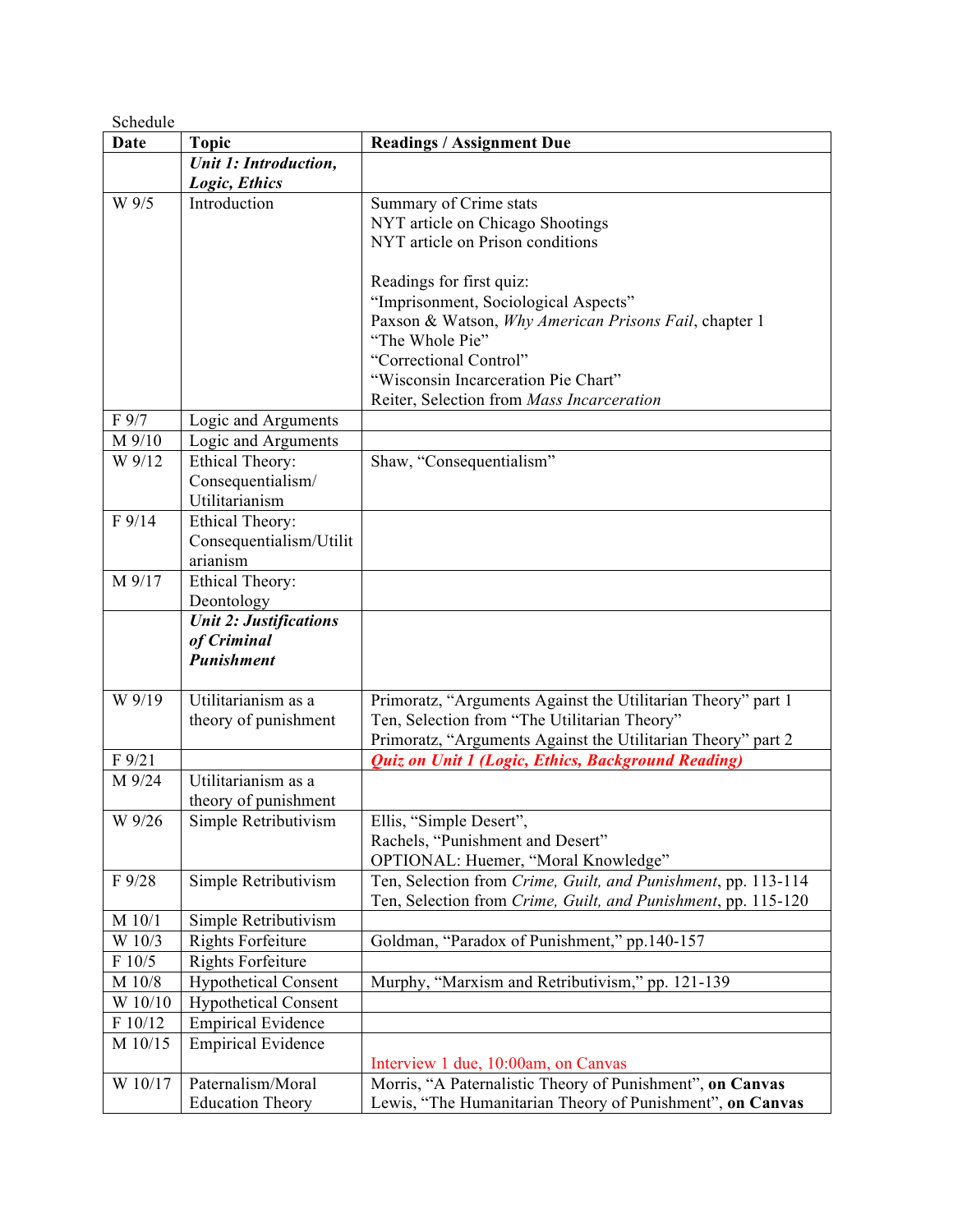Schedule

| Date | Topic | Readings / Assignment Due |
|---|---|---|
| | ***Unit 1: Introduction, Logic, Ethics*** | |
| W 9/5 | Introduction | Summary of Crime stats<br>NYT article on Chicago Shootings<br>NYT article on Prison conditions<br><br>Readings for first quiz:<br>"Imprisonment, Sociological Aspects"<br>Paxson & Watson, *Why American Prisons Fail*, chapter 1<br>"The Whole Pie"<br>"Correctional Control"<br>"Wisconsin Incarceration Pie Chart"<br>Reiter, Selection from *Mass Incarceration* |
| F 9/7 | Logic and Arguments | |
| M 9/10 | Logic and Arguments | |
| W 9/12 | Ethical Theory: Consequentialism/ Utilitarianism | Shaw, "Consequentialism" |
| F 9/14 | Ethical Theory: Consequentialism/Utilitarianism | |
| M 9/17 | Ethical Theory: Deontology | |
| | ***Unit 2: Justifications of Criminal Punishment*** | |
| W 9/19 | Utilitarianism as a theory of punishment | Primoratz, "Arguments Against the Utilitarian Theory" part 1<br>Ten, Selection from "The Utilitarian Theory"<br>Primoratz, "Arguments Against the Utilitarian Theory" part 2 |
| F 9/21 | | ***Quiz on Unit 1 (Logic, Ethics, Background Reading)*** |
| M 9/24 | Utilitarianism as a theory of punishment | |
| W 9/26 | Simple Retributivism | Ellis, "Simple Desert",<br>Rachels, "Punishment and Desert"<br>OPTIONAL: Huemer, "Moral Knowledge" |
| F 9/28 | Simple Retributivism | Ten, Selection from *Crime, Guilt, and Punishment*, pp. 113-114<br>Ten, Selection from *Crime, Guilt, and Punishment*, pp. 115-120 |
| M 10/1 | Simple Retributivism | |
| W 10/3 | Rights Forfeiture | Goldman, "Paradox of Punishment," pp.140-157 |
| F 10/5 | Rights Forfeiture | |
| M 10/8 | Hypothetical Consent | Murphy, "Marxism and Retributivism," pp. 121-139 |
| W 10/10 | Hypothetical Consent | |
| F 10/12 | Empirical Evidence | |
| M 10/15 | Empirical Evidence | Interview 1 due, 10:00am, on Canvas |
| W 10/17 | Paternalism/Moral Education Theory | Morris, "A Paternalistic Theory of Punishment", **on Canvas**<br>Lewis, "The Humanitarian Theory of Punishment", **on Canvas** |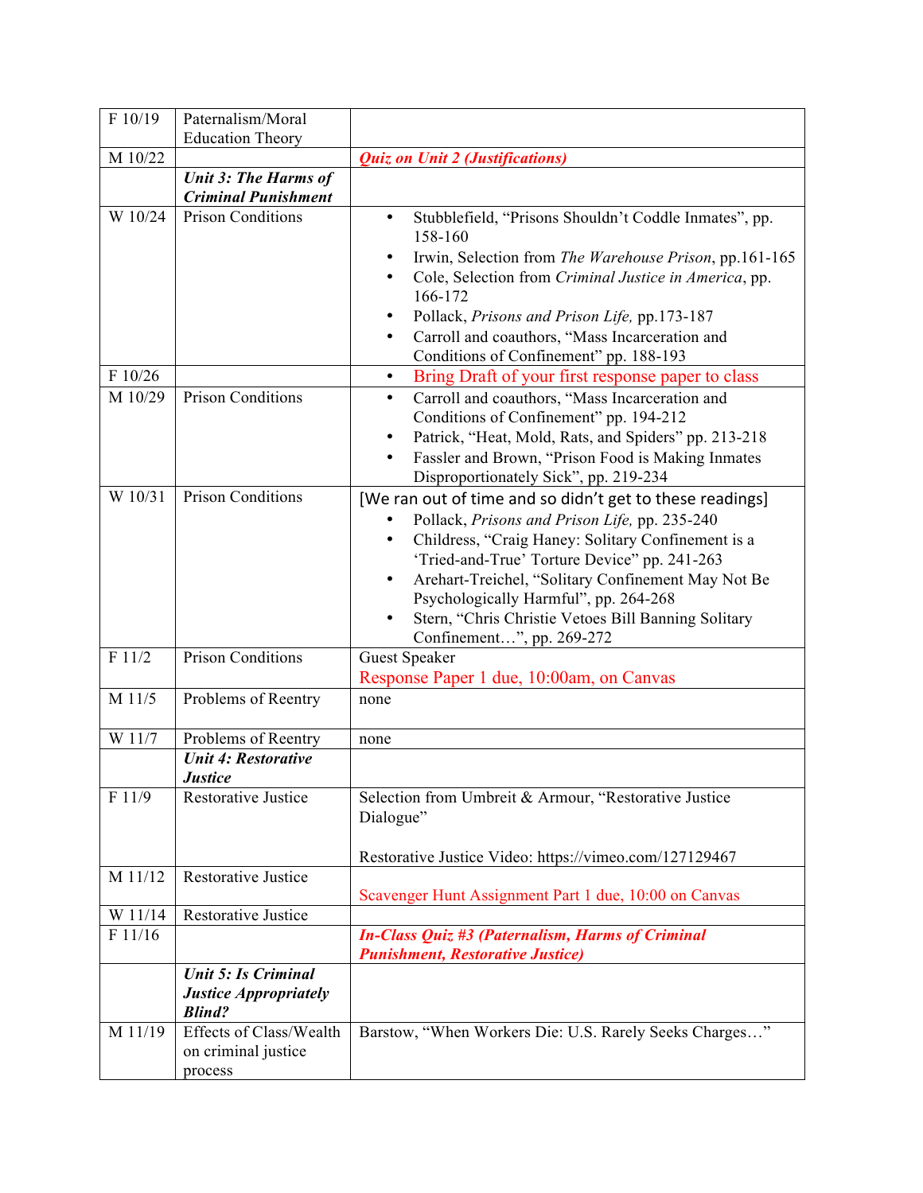| | | |
|---|---|---|
| F 10/19 | Paternalism/Moral Education Theory | |
| M 10/22 | | ***Quiz on Unit 2 (Justifications)*** |
| | ***Unit 3: The Harms of Criminal Punishment*** | |
| W 10/24 | Prison Conditions | • Stubblefield, "Prisons Shouldn't Coddle Inmates", pp. 158-160<br>• Irwin, Selection from *The Warehouse Prison*, pp.161-165<br>• Cole, Selection from *Criminal Justice in America*, pp. 166-172<br>• Pollack, *Prisons and Prison Life,* pp.173-187<br>• Carroll and coauthors, "Mass Incarceration and Conditions of Confinement" pp. 188-193 |
| F 10/26 | | • Bring Draft of your first response paper to class |
| M 10/29 | Prison Conditions | • Carroll and coauthors, "Mass Incarceration and Conditions of Confinement" pp. 194-212<br>• Patrick, "Heat, Mold, Rats, and Spiders" pp. 213-218<br>• Fassler and Brown, "Prison Food is Making Inmates Disproportionately Sick", pp. 219-234 |
| W 10/31 | Prison Conditions | [We ran out of time and so didn't get to these readings]<br>• Pollack, *Prisons and Prison Life,* pp. 235-240<br>• Childress, "Craig Haney: Solitary Confinement is a 'Tried-and-True' Torture Device" pp. 241-263<br>• Arehart-Treichel, "Solitary Confinement May Not Be Psychologically Harmful", pp. 264-268<br>• Stern, "Chris Christie Vetoes Bill Banning Solitary Confinement…", pp. 269-272 |
| F 11/2 | Prison Conditions | Guest Speaker<br>Response Paper 1 due, 10:00am, on Canvas |
| M 11/5 | Problems of Reentry | none |
| W 11/7 | Problems of Reentry | none |
| | ***Unit 4: Restorative Justice*** | |
| F 11/9 | Restorative Justice | Selection from Umbreit & Armour, "Restorative Justice Dialogue"<br><br>Restorative Justice Video: https://vimeo.com/127129467 |
| M 11/12 | Restorative Justice | Scavenger Hunt Assignment Part 1 due, 10:00 on Canvas |
| W 11/14 | Restorative Justice | |
| F 11/16 | | ***In-Class Quiz #3 (Paternalism, Harms of Criminal Punishment, Restorative Justice)*** |
| | ***Unit 5: Is Criminal Justice Appropriately Blind?*** | |
| M 11/19 | Effects of Class/Wealth on criminal justice process | Barstow, "When Workers Die: U.S. Rarely Seeks Charges…" |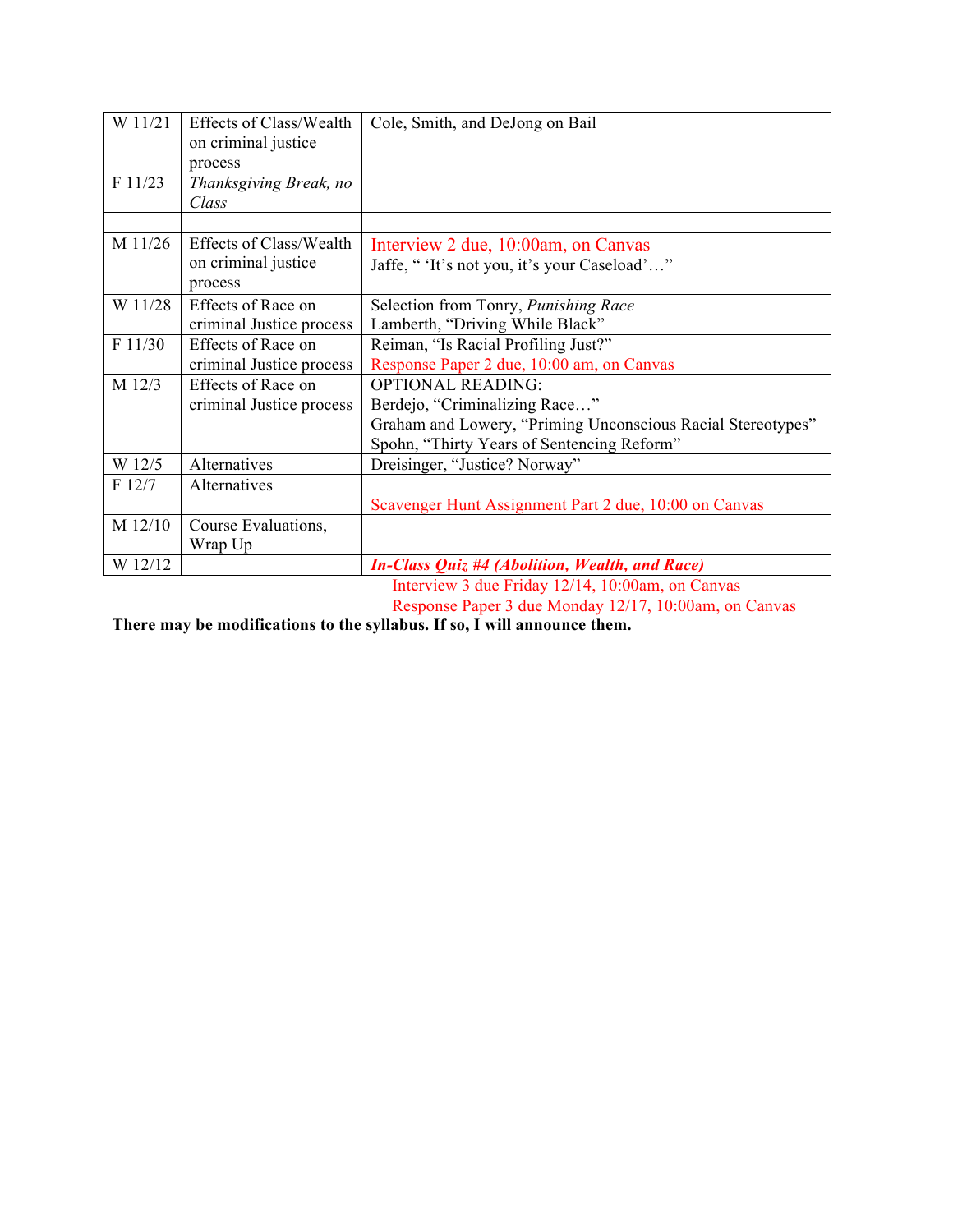| | | |
|---|---|---|
| W 11/21 | Effects of Class/Wealth on criminal justice process | Cole, Smith, and DeJong on Bail |
| F 11/23 | *Thanksgiving Break, no Class* | |
| | | |
| M 11/26 | Effects of Class/Wealth on criminal justice process | Interview 2 due, 10:00am, on Canvas<br>Jaffe, " 'It's not you, it's your Caseload'…" |
| W 11/28 | Effects of Race on criminal Justice process | Selection from Tonry, *Punishing Race*<br>Lamberth, "Driving While Black" |
| F 11/30 | Effects of Race on criminal Justice process | Reiman, "Is Racial Profiling Just?"<br>Response Paper 2 due, 10:00 am, on Canvas |
| M 12/3 | Effects of Race on criminal Justice process | OPTIONAL READING:<br>Berdejo, "Criminalizing Race…"<br>Graham and Lowery, "Priming Unconscious Racial Stereotypes"<br>Spohn, "Thirty Years of Sentencing Reform" |
| W 12/5 | Alternatives | Dreisinger, "Justice? Norway" |
| F 12/7 | Alternatives | Scavenger Hunt Assignment Part 2 due, 10:00 on Canvas |
| M 12/10 | Course Evaluations, Wrap Up | |
| W 12/12 | | ***In-Class Quiz #4 (Abolition, Wealth, and Race)*** |

Interview 3 due Friday 12/14, 10:00am, on Canvas
Response Paper 3 due Monday 12/17, 10:00am, on Canvas

**There may be modifications to the syllabus. If so, I will announce them.**